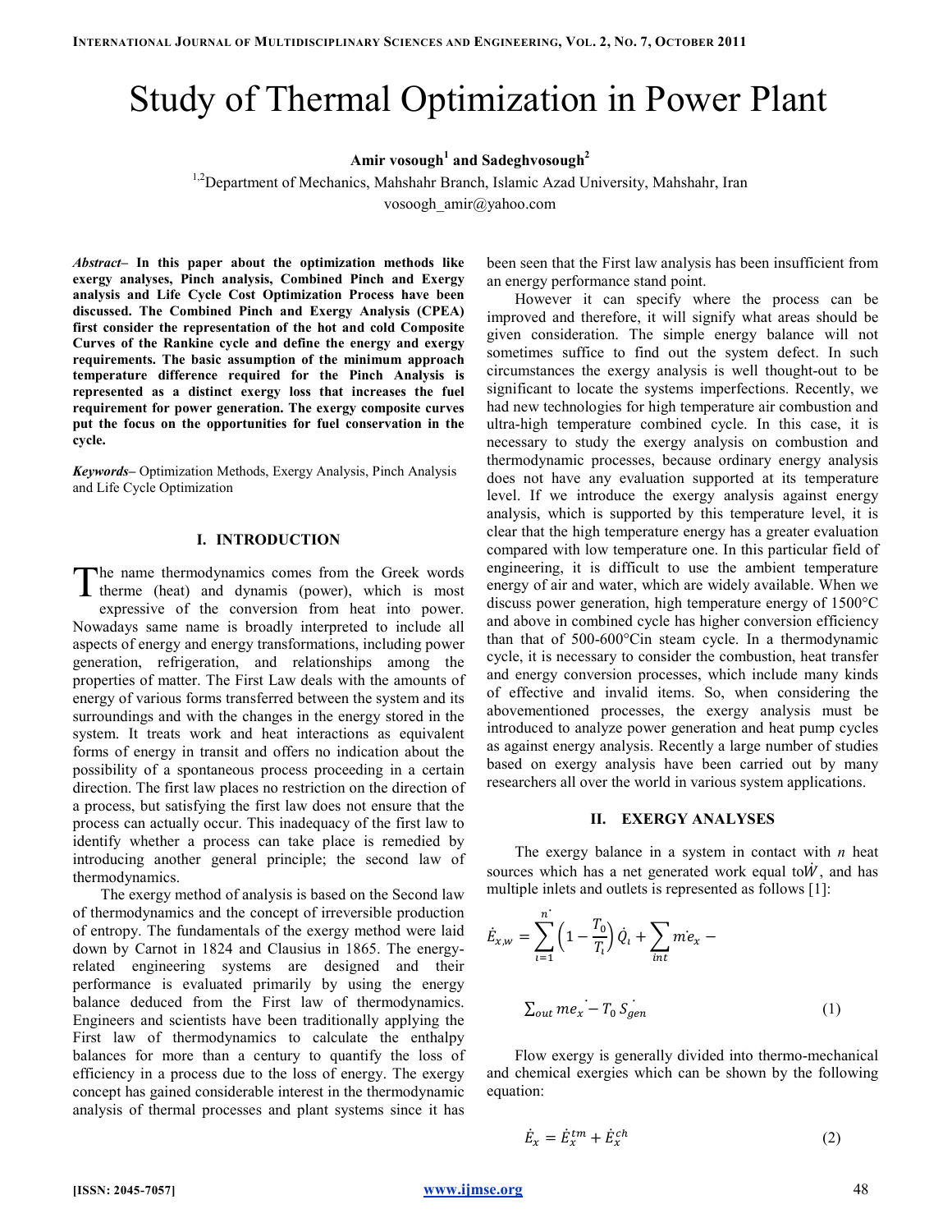# Study of Thermal Optimization in Power Plant

**Amir vosough[1] and Sadeghvosough[2]**

[1,2]Department of Mechanics, Mahshahr Branch, Islamic Azad University, Mahshahr, Iran
vosoogh_amir@yahoo.com

***Abstract–*** **In this paper about the optimization methods like exergy analyses, Pinch analysis, Combined Pinch and Exergy analysis and Life Cycle Cost Optimization Process have been discussed. The Combined Pinch and Exergy Analysis (CPEA) first consider the representation of the hot and cold Composite Curves of the Rankine cycle and define the energy and exergy requirements. The basic assumption of the minimum approach temperature difference required for the Pinch Analysis is represented as a distinct exergy loss that increases the fuel requirement for power generation. The exergy composite curves put the focus on the opportunities for fuel conservation in the cycle.**

***Keywords–*** Optimization Methods, Exergy Analysis, Pinch Analysis and Life Cycle Optimization

## I. INTRODUCTION

The name thermodynamics comes from the Greek words therme (heat) and dynamis (power), which is most expressive of the conversion from heat into power. Nowadays same name is broadly interpreted to include all aspects of energy and energy transformations, including power generation, refrigeration, and relationships among the properties of matter. The First Law deals with the amounts of energy of various forms transferred between the system and its surroundings and with the changes in the energy stored in the system. It treats work and heat interactions as equivalent forms of energy in transit and offers no indication about the possibility of a spontaneous process proceeding in a certain direction. The first law places no restriction on the direction of a process, but satisfying the first law does not ensure that the process can actually occur. This inadequacy of the first law to identify whether a process can take place is remedied by introducing another general principle; the second law of thermodynamics.

The exergy method of analysis is based on the Second law of thermodynamics and the concept of irreversible production of entropy. The fundamentals of the exergy method were laid down by Carnot in 1824 and Clausius in 1865. The energy-related engineering systems are designed and their performance is evaluated primarily by using the energy balance deduced from the First law of thermodynamics. Engineers and scientists have been traditionally applying the First law of thermodynamics to calculate the enthalpy balances for more than a century to quantify the loss of efficiency in a process due to the loss of energy. The exergy concept has gained considerable interest in the thermodynamic analysis of thermal processes and plant systems since it has been seen that the First law analysis has been insufficient from an energy performance stand point.

However it can specify where the process can be improved and therefore, it will signify what areas should be given consideration. The simple energy balance will not sometimes suffice to find out the system defect. In such circumstances the exergy analysis is well thought-out to be significant to locate the systems imperfections. Recently, we had new technologies for high temperature air combustion and ultra-high temperature combined cycle. In this case, it is necessary to study the exergy analysis on combustion and thermodynamic processes, because ordinary energy analysis does not have any evaluation supported at its temperature level. If we introduce the exergy analysis against energy analysis, which is supported by this temperature level, it is clear that the high temperature energy has a greater evaluation compared with low temperature one. In this particular field of engineering, it is difficult to use the ambient temperature energy of air and water, which are widely available. When we discuss power generation, high temperature energy of 1500°C and above in combined cycle has higher conversion efficiency than that of 500-600°Cin steam cycle. In a thermodynamic cycle, it is necessary to consider the combustion, heat transfer and energy conversion processes, which include many kinds of effective and invalid items. So, when considering the abovementioned processes, the exergy analysis must be introduced to analyze power generation and heat pump cycles as against energy analysis. Recently a large number of studies based on exergy analysis have been carried out by many researchers all over the world in various system applications.

## II. EXERGY ANALYSES

The exergy balance in a system in contact with $n$ heat sources which has a net generated work equal to $\dot{W}$, and has multiple inlets and outlets is represented as follows [1]:

$$\dot{E}_{x,w} = \sum_{i=1}^{n} \left(1 - \frac{T_0}{T_i}\right)\dot{Q}_i + \sum_{int} \dot{m}e_x - \sum_{out} \dot{m}e_x - T_0 \dot{S}_{gen} \quad (1)$$

Flow exergy is generally divided into thermo-mechanical and chemical exergies which can be shown by the following equation:

$$\dot{E}_x = \dot{E}_x^{tm} + \dot{E}_x^{ch} \quad (2)$$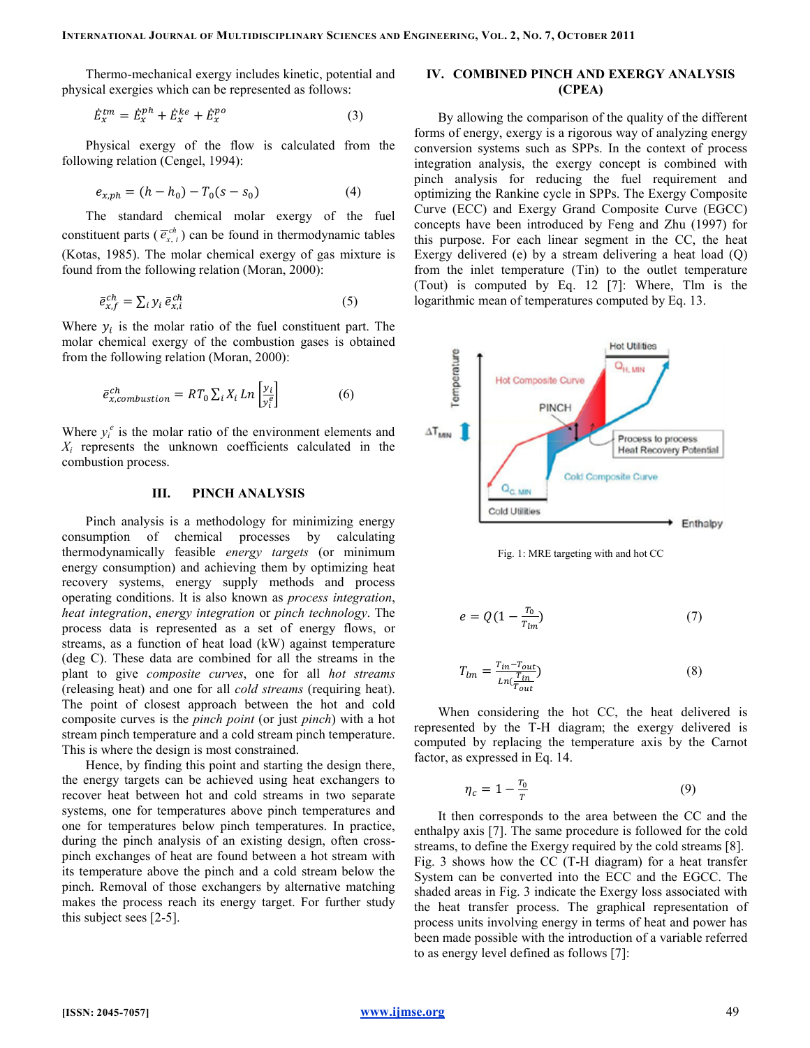Thermo-mechanical exergy includes kinetic, potential and physical exergies which can be represented as follows:

$$\dot{E}_x^{tm} = \dot{E}_x^{ph} + \dot{E}_x^{ke} + \dot{E}_x^{po} \quad (3)$$

Physical exergy of the flow is calculated from the following relation (Cengel, 1994):

$$e_{x,ph} = (h - h_0) - T_0(s - s_0) \quad (4)$$

The standard chemical molar exergy of the fuel constituent parts ($\bar{e}_{x,i}^{ch}$) can be found in thermodynamic tables (Kotas, 1985). The molar chemical exergy of gas mixture is found from the following relation (Moran, 2000):

$$\bar{e}_{x,f}^{ch} = \sum_i y_i \, \bar{e}_{x,i}^{ch} \quad (5)$$

Where $y_i$ is the molar ratio of the fuel constituent part. The molar chemical exergy of the combustion gases is obtained from the following relation (Moran, 2000):

$$\bar{e}_{x,combustion}^{ch} = RT_0 \sum_i X_i \, Ln\left[\frac{y_i}{y_i^e}\right] \quad (6)$$

Where $y_i^e$ is the molar ratio of the environment elements and $X_i$ represents the unknown coefficients calculated in the combustion process.

## III. PINCH ANALYSIS

Pinch analysis is a methodology for minimizing energy consumption of chemical processes by calculating thermodynamically feasible *energy targets* (or minimum energy consumption) and achieving them by optimizing heat recovery systems, energy supply methods and process operating conditions. It is also known as *process integration*, *heat integration*, *energy integration* or *pinch technology*. The process data is represented as a set of energy flows, or streams, as a function of heat load (kW) against temperature (deg C). These data are combined for all the streams in the plant to give *composite curves*, one for all *hot streams* (releasing heat) and one for all *cold streams* (requiring heat). The point of closest approach between the hot and cold composite curves is the *pinch point* (or just *pinch*) with a hot stream pinch temperature and a cold stream pinch temperature. This is where the design is most constrained.

Hence, by finding this point and starting the design there, the energy targets can be achieved using heat exchangers to recover heat between hot and cold streams in two separate systems, one for temperatures above pinch temperatures and one for temperatures below pinch temperatures. In practice, during the pinch analysis of an existing design, often cross-pinch exchanges of heat are found between a hot stream with its temperature above the pinch and a cold stream below the pinch. Removal of those exchangers by alternative matching makes the process reach its energy target. For further study this subject sees [2-5].

## IV. COMBINED PINCH AND EXERGY ANALYSIS (CPEA)

By allowing the comparison of the quality of the different forms of energy, exergy is a rigorous way of analyzing energy conversion systems such as SPPs. In the context of process integration analysis, the exergy concept is combined with pinch analysis for reducing the fuel requirement and optimizing the Rankine cycle in SPPs. The Exergy Composite Curve (ECC) and Exergy Grand Composite Curve (EGCC) concepts have been introduced by Feng and Zhu (1997) for this purpose. For each linear segment in the CC, the heat Exergy delivered (e) by a stream delivering a heat load (Q) from the inlet temperature (Tin) to the outlet temperature (Tout) is computed by Eq. 12 [7]: Where, Tlm is the logarithmic mean of temperatures computed by Eq. 13.

Fig. 1: MRE targeting with and hot CC

$$e = Q\left(1 - \frac{T_0}{T_{lm}}\right) \quad (7)$$

$$T_{lm} = \frac{T_{in} - T_{out}}{Ln\left(\frac{T_{in}}{T_{out}}\right)} \quad (8)$$

When considering the hot CC, the heat delivered is represented by the T-H diagram; the exergy delivered is computed by replacing the temperature axis by the Carnot factor, as expressed in Eq. 14.

$$\eta_c = 1 - \frac{T_0}{T} \quad (9)$$

It then corresponds to the area between the CC and the enthalpy axis [7]. The same procedure is followed for the cold streams, to define the Exergy required by the cold streams [8]. Fig. 3 shows how the CC (T-H diagram) for a heat transfer System can be converted into the ECC and the EGCC. The shaded areas in Fig. 3 indicate the Exergy loss associated with the heat transfer process. The graphical representation of process units involving energy in terms of heat and power has been made possible with the introduction of a variable referred to as energy level defined as follows [7]: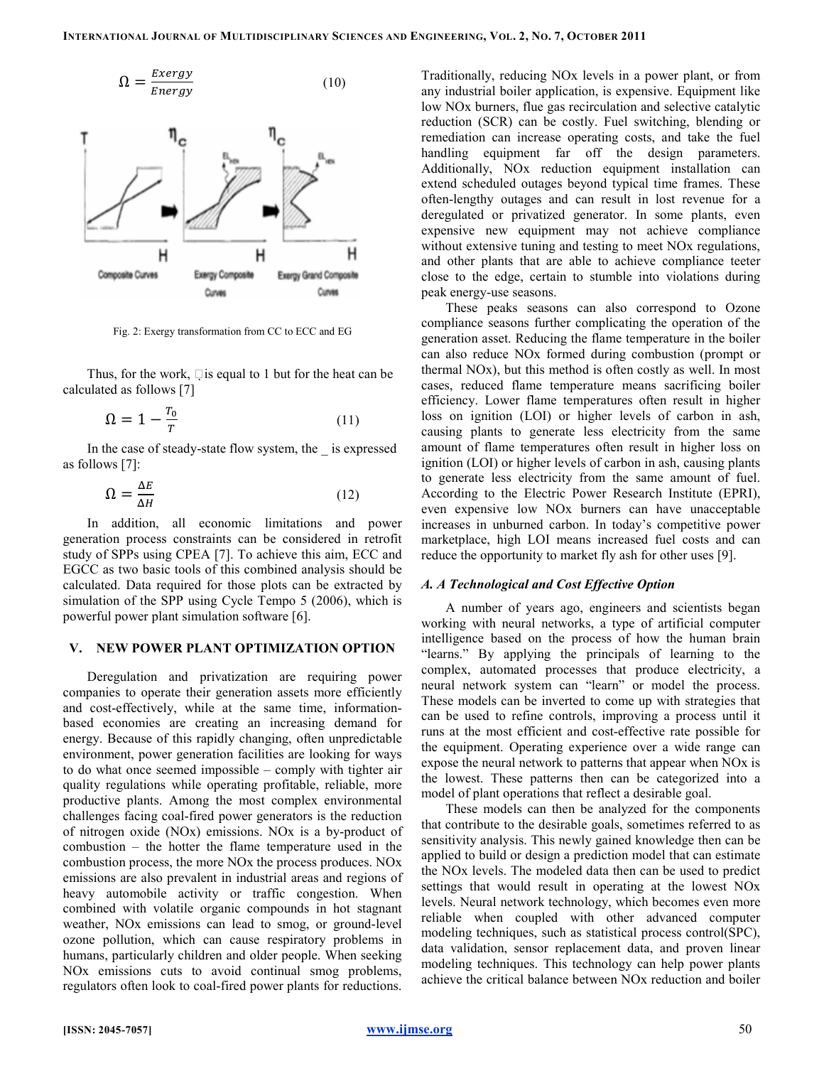$$\Omega = \frac{Exergy}{Energy} \tag{10}$$

Fig. 2: Exergy transformation from CC to ECC and EG

Thus, for the work, is equal to 1 but for the heat can be calculated as follows [7]

$$\Omega = 1 - \frac{T_0}{T} \tag{11}$$

In the case of steady-state flow system, the _ is expressed as follows [7]:

$$\Omega = \frac{\Delta E}{\Delta H} \tag{12}$$

In addition, all economic limitations and power generation process constraints can be considered in retrofit study of SPPs using CPEA [7]. To achieve this aim, ECC and EGCC as two basic tools of this combined analysis should be calculated. Data required for those plots can be extracted by simulation of the SPP using Cycle Tempo 5 (2006), which is powerful power plant simulation software [6].

## V. NEW POWER PLANT OPTIMIZATION OPTION

Deregulation and privatization are requiring power companies to operate their generation assets more efficiently and cost-effectively, while at the same time, information-based economies are creating an increasing demand for energy. Because of this rapidly changing, often unpredictable environment, power generation facilities are looking for ways to do what once seemed impossible – comply with tighter air quality regulations while operating profitable, reliable, more productive plants. Among the most complex environmental challenges facing coal-fired power generators is the reduction of nitrogen oxide (NOx) emissions. NOx is a by-product of combustion – the hotter the flame temperature used in the combustion process, the more NOx the process produces. NOx emissions are also prevalent in industrial areas and regions of heavy automobile activity or traffic congestion. When combined with volatile organic compounds in hot stagnant weather, NOx emissions can lead to smog, or ground-level ozone pollution, which can cause respiratory problems in humans, particularly children and older people. When seeking NOx emissions cuts to avoid continual smog problems, regulators often look to coal-fired power plants for reductions.

Traditionally, reducing NOx levels in a power plant, or from any industrial boiler application, is expensive. Equipment like low NOx burners, flue gas recirculation and selective catalytic reduction (SCR) can be costly. Fuel switching, blending or remediation can increase operating costs, and take the fuel handling equipment far off the design parameters. Additionally, NOx reduction equipment installation can extend scheduled outages beyond typical time frames. These often-lengthy outages and can result in lost revenue for a deregulated or privatized generator. In some plants, even expensive new equipment may not achieve compliance without extensive tuning and testing to meet NOx regulations, and other plants that are able to achieve compliance teeter close to the edge, certain to stumble into violations during peak energy-use seasons.

These peaks seasons can also correspond to Ozone compliance seasons further complicating the operation of the generation asset. Reducing the flame temperature in the boiler can also reduce NOx formed during combustion (prompt or thermal NOx), but this method is often costly as well. In most cases, reduced flame temperature means sacrificing boiler efficiency. Lower flame temperatures often result in higher loss on ignition (LOI) or higher levels of carbon in ash, causing plants to generate less electricity from the same amount of flame temperatures often result in higher loss on ignition (LOI) or higher levels of carbon in ash, causing plants to generate less electricity from the same amount of fuel. According to the Electric Power Research Institute (EPRI), even expensive low NOx burners can have unacceptable increases in unburned carbon. In today's competitive power marketplace, high LOI means increased fuel costs and can reduce the opportunity to market fly ash for other uses [9].

### *A. A Technological and Cost Effective Option*

A number of years ago, engineers and scientists began working with neural networks, a type of artificial computer intelligence based on the process of how the human brain "learns." By applying the principals of learning to the complex, automated processes that produce electricity, a neural network system can "learn" or model the process. These models can be inverted to come up with strategies that can be used to refine controls, improving a process until it runs at the most efficient and cost-effective rate possible for the equipment. Operating experience over a wide range can expose the neural network to patterns that appear when NOx is the lowest. These patterns then can be categorized into a model of plant operations that reflect a desirable goal.

These models can then be analyzed for the components that contribute to the desirable goals, sometimes referred to as sensitivity analysis. This newly gained knowledge then can be applied to build or design a prediction model that can estimate the NOx levels. The modeled data then can be used to predict settings that would result in operating at the lowest NOx levels. Neural network technology, which becomes even more reliable when coupled with other advanced computer modeling techniques, such as statistical process control(SPC), data validation, sensor replacement data, and proven linear modeling techniques. This technology can help power plants achieve the critical balance between NOx reduction and boiler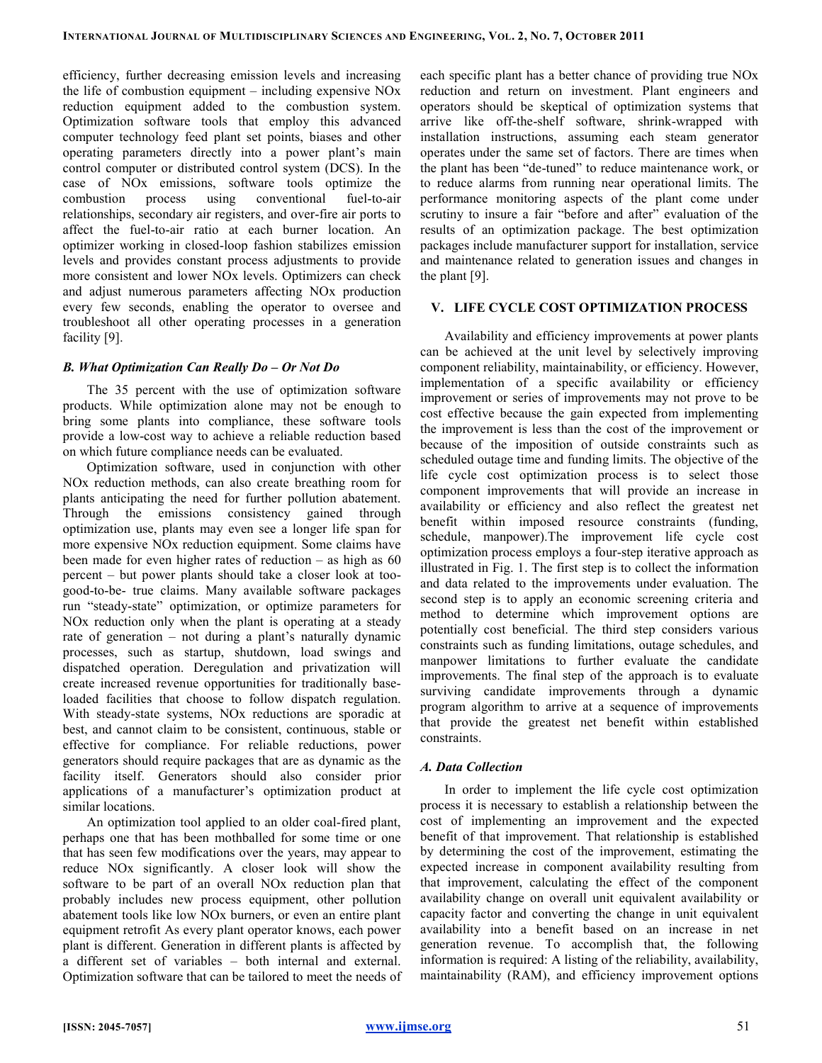efficiency, further decreasing emission levels and increasing the life of combustion equipment – including expensive NOx reduction equipment added to the combustion system. Optimization software tools that employ this advanced computer technology feed plant set points, biases and other operating parameters directly into a power plant's main control computer or distributed control system (DCS). In the case of NOx emissions, software tools optimize the combustion process using conventional fuel-to-air relationships, secondary air registers, and over-fire air ports to affect the fuel-to-air ratio at each burner location. An optimizer working in closed-loop fashion stabilizes emission levels and provides constant process adjustments to provide more consistent and lower NOx levels. Optimizers can check and adjust numerous parameters affecting NOx production every few seconds, enabling the operator to oversee and troubleshoot all other operating processes in a generation facility [9].

### *B. What Optimization Can Really Do – Or Not Do*

The 35 percent with the use of optimization software products. While optimization alone may not be enough to bring some plants into compliance, these software tools provide a low-cost way to achieve a reliable reduction based on which future compliance needs can be evaluated.

Optimization software, used in conjunction with other NOx reduction methods, can also create breathing room for plants anticipating the need for further pollution abatement. Through the emissions consistency gained through optimization use, plants may even see a longer life span for more expensive NOx reduction equipment. Some claims have been made for even higher rates of reduction – as high as 60 percent – but power plants should take a closer look at too-good-to-be- true claims. Many available software packages run "steady-state" optimization, or optimize parameters for NOx reduction only when the plant is operating at a steady rate of generation – not during a plant's naturally dynamic processes, such as startup, shutdown, load swings and dispatched operation. Deregulation and privatization will create increased revenue opportunities for traditionally base-loaded facilities that choose to follow dispatch regulation. With steady-state systems, NOx reductions are sporadic at best, and cannot claim to be consistent, continuous, stable or effective for compliance. For reliable reductions, power generators should require packages that are as dynamic as the facility itself. Generators should also consider prior applications of a manufacturer's optimization product at similar locations.

An optimization tool applied to an older coal-fired plant, perhaps one that has been mothballed for some time or one that has seen few modifications over the years, may appear to reduce NOx significantly. A closer look will show the software to be part of an overall NOx reduction plan that probably includes new process equipment, other pollution abatement tools like low NOx burners, or even an entire plant equipment retrofit As every plant operator knows, each power plant is different. Generation in different plants is affected by a different set of variables – both internal and external. Optimization software that can be tailored to meet the needs of each specific plant has a better chance of providing true NOx reduction and return on investment. Plant engineers and operators should be skeptical of optimization systems that arrive like off-the-shelf software, shrink-wrapped with installation instructions, assuming each steam generator operates under the same set of factors. There are times when the plant has been "de-tuned" to reduce maintenance work, or to reduce alarms from running near operational limits. The performance monitoring aspects of the plant come under scrutiny to insure a fair "before and after" evaluation of the results of an optimization package. The best optimization packages include manufacturer support for installation, service and maintenance related to generation issues and changes in the plant [9].

## V. LIFE CYCLE COST OPTIMIZATION PROCESS

Availability and efficiency improvements at power plants can be achieved at the unit level by selectively improving component reliability, maintainability, or efficiency. However, implementation of a specific availability or efficiency improvement or series of improvements may not prove to be cost effective because the gain expected from implementing the improvement is less than the cost of the improvement or because of the imposition of outside constraints such as scheduled outage time and funding limits. The objective of the life cycle cost optimization process is to select those component improvements that will provide an increase in availability or efficiency and also reflect the greatest net benefit within imposed resource constraints (funding, schedule, manpower).The improvement life cycle cost optimization process employs a four-step iterative approach as illustrated in Fig. 1. The first step is to collect the information and data related to the improvements under evaluation. The second step is to apply an economic screening criteria and method to determine which improvement options are potentially cost beneficial. The third step considers various constraints such as funding limitations, outage schedules, and manpower limitations to further evaluate the candidate improvements. The final step of the approach is to evaluate surviving candidate improvements through a dynamic program algorithm to arrive at a sequence of improvements that provide the greatest net benefit within established constraints.

### *A. Data Collection*

In order to implement the life cycle cost optimization process it is necessary to establish a relationship between the cost of implementing an improvement and the expected benefit of that improvement. That relationship is established by determining the cost of the improvement, estimating the expected increase in component availability resulting from that improvement, calculating the effect of the component availability change on overall unit equivalent availability or capacity factor and converting the change in unit equivalent availability into a benefit based on an increase in net generation revenue. To accomplish that, the following information is required: A listing of the reliability, availability, maintainability (RAM), and efficiency improvement options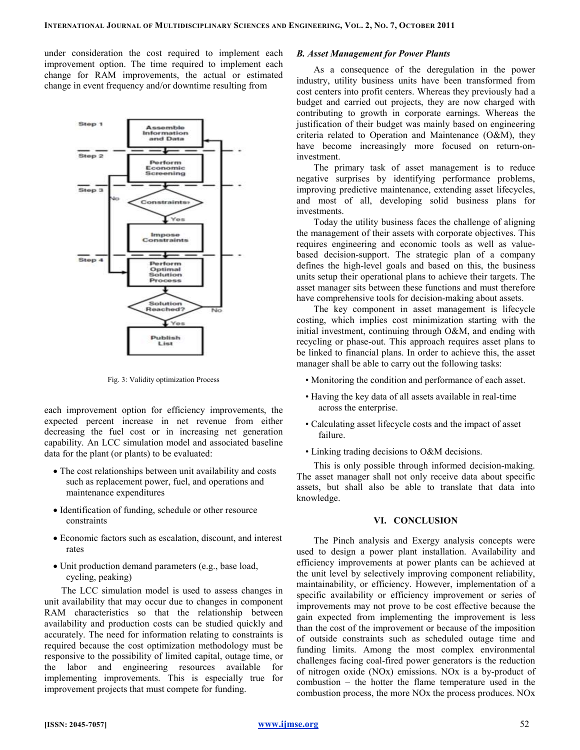under consideration the cost required to implement each improvement option. The time required to implement each change for RAM improvements, the actual or estimated change in event frequency and/or downtime resulting from

Fig. 3: Validity optimization Process

each improvement option for efficiency improvements, the expected percent increase in net revenue from either decreasing the fuel cost or in increasing net generation capability. An LCC simulation model and associated baseline data for the plant (or plants) to be evaluated:

- The cost relationships between unit availability and costs such as replacement power, fuel, and operations and maintenance expenditures
- Identification of funding, schedule or other resource constraints
- Economic factors such as escalation, discount, and interest rates
- Unit production demand parameters (e.g., base load, cycling, peaking)

The LCC simulation model is used to assess changes in unit availability that may occur due to changes in component RAM characteristics so that the relationship between availability and production costs can be studied quickly and accurately. The need for information relating to constraints is required because the cost optimization methodology must be responsive to the possibility of limited capital, outage time, or the labor and engineering resources available for implementing improvements. This is especially true for improvement projects that must compete for funding.

### *B. Asset Management for Power Plants*

As a consequence of the deregulation in the power industry, utility business units have been transformed from cost centers into profit centers. Whereas they previously had a budget and carried out projects, they are now charged with contributing to growth in corporate earnings. Whereas the justification of their budget was mainly based on engineering criteria related to Operation and Maintenance (O&M), they have become increasingly more focused on return-on-investment.

The primary task of asset management is to reduce negative surprises by identifying performance problems, improving predictive maintenance, extending asset lifecycles, and most of all, developing solid business plans for investments.

Today the utility business faces the challenge of aligning the management of their assets with corporate objectives. This requires engineering and economic tools as well as value-based decision-support. The strategic plan of a company defines the high-level goals and based on this, the business units setup their operational plans to achieve their targets. The asset manager sits between these functions and must therefore have comprehensive tools for decision-making about assets.

The key component in asset management is lifecycle costing, which implies cost minimization starting with the initial investment, continuing through O&M, and ending with recycling or phase-out. This approach requires asset plans to be linked to financial plans. In order to achieve this, the asset manager shall be able to carry out the following tasks:

- Monitoring the condition and performance of each asset.
- Having the key data of all assets available in real-time across the enterprise.
- Calculating asset lifecycle costs and the impact of asset failure.
- Linking trading decisions to O&M decisions.

This is only possible through informed decision-making. The asset manager shall not only receive data about specific assets, but shall also be able to translate that data into knowledge.

## VI. CONCLUSION

The Pinch analysis and Exergy analysis concepts were used to design a power plant installation. Availability and efficiency improvements at power plants can be achieved at the unit level by selectively improving component reliability, maintainability, or efficiency. However, implementation of a specific availability or efficiency improvement or series of improvements may not prove to be cost effective because the gain expected from implementing the improvement is less than the cost of the improvement or because of the imposition of outside constraints such as scheduled outage time and funding limits. Among the most complex environmental challenges facing coal-fired power generators is the reduction of nitrogen oxide (NOx) emissions. NOx is a by-product of combustion – the hotter the flame temperature used in the combustion process, the more NOx the process produces. NOx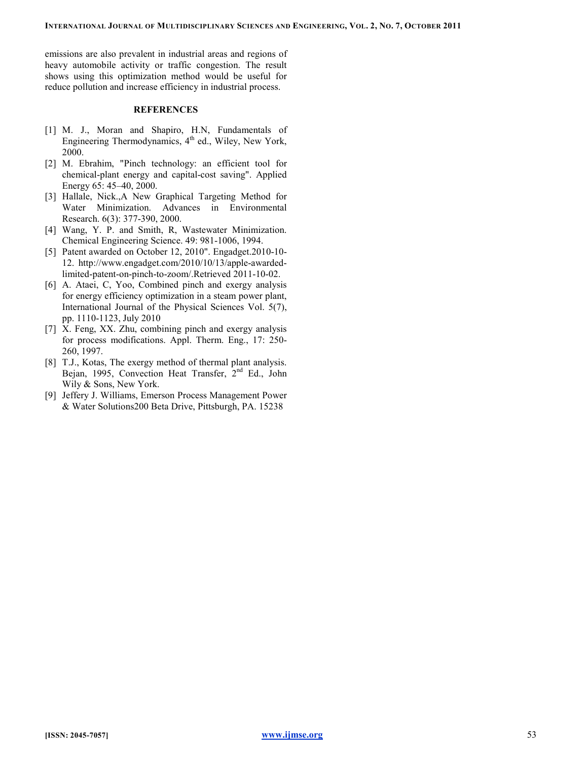emissions are also prevalent in industrial areas and regions of heavy automobile activity or traffic congestion. The result shows using this optimization method would be useful for reduce pollution and increase efficiency in industrial process.

## REFERENCES

[1] M. J., Moran and Shapiro, H.N, Fundamentals of Engineering Thermodynamics, 4th ed., Wiley, New York, 2000.

[2] M. Ebrahim, "Pinch technology: an efficient tool for chemical-plant energy and capital-cost saving". Applied Energy 65: 45–40, 2000.

[3] Hallale, Nick.,A New Graphical Targeting Method for Water Minimization. Advances in Environmental Research. 6(3): 377-390, 2000.

[4] Wang, Y. P. and Smith, R, Wastewater Minimization. Chemical Engineering Science. 49: 981-1006, 1994.

[5] Patent awarded on October 12, 2010". Engadget.2010-10-12. http://www.engadget.com/2010/10/13/apple-awarded-limited-patent-on-pinch-to-zoom/.Retrieved 2011-10-02.

[6] A. Ataei, C, Yoo, Combined pinch and exergy analysis for energy efficiency optimization in a steam power plant, International Journal of the Physical Sciences Vol. 5(7), pp. 1110-1123, July 2010

[7] X. Feng, XX. Zhu, combining pinch and exergy analysis for process modifications. Appl. Therm. Eng., 17: 250-260, 1997.

[8] T.J., Kotas, The exergy method of thermal plant analysis. Bejan, 1995, Convection Heat Transfer, 2nd Ed., John Wily & Sons, New York.

[9] Jeffery J. Williams, Emerson Process Management Power & Water Solutions200 Beta Drive, Pittsburgh, PA. 15238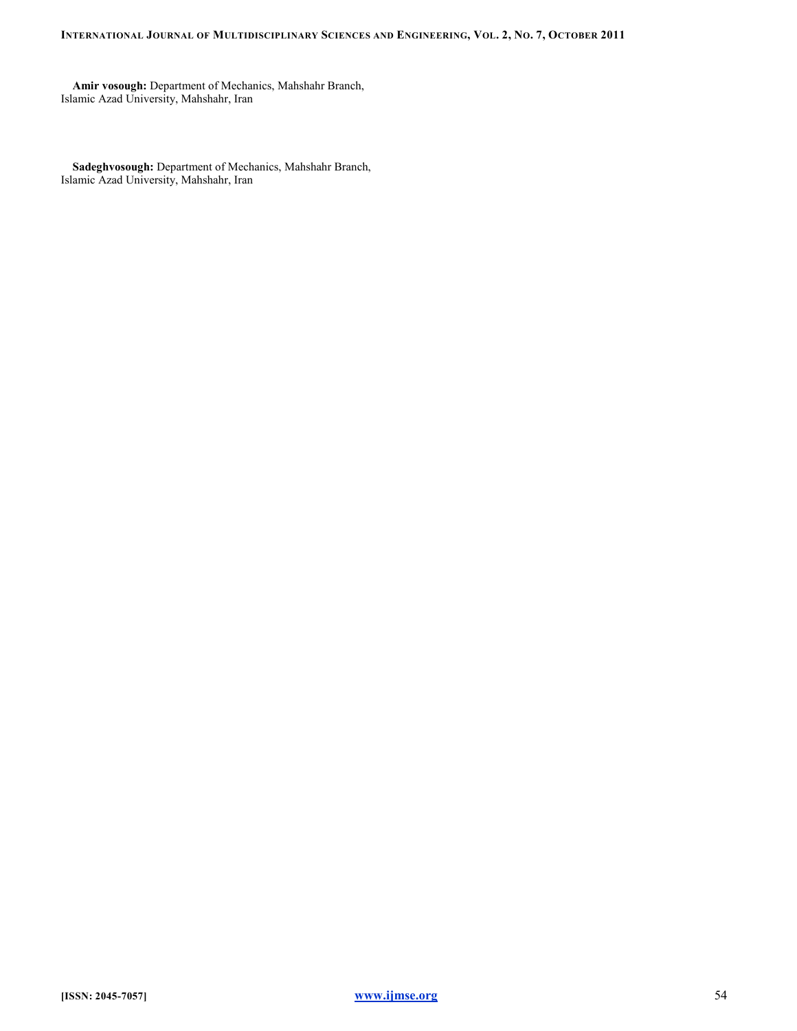**Amir vosough:** Department of Mechanics, Mahshahr Branch, Islamic Azad University, Mahshahr, Iran

**Sadeghvosough:** Department of Mechanics, Mahshahr Branch, Islamic Azad University, Mahshahr, Iran